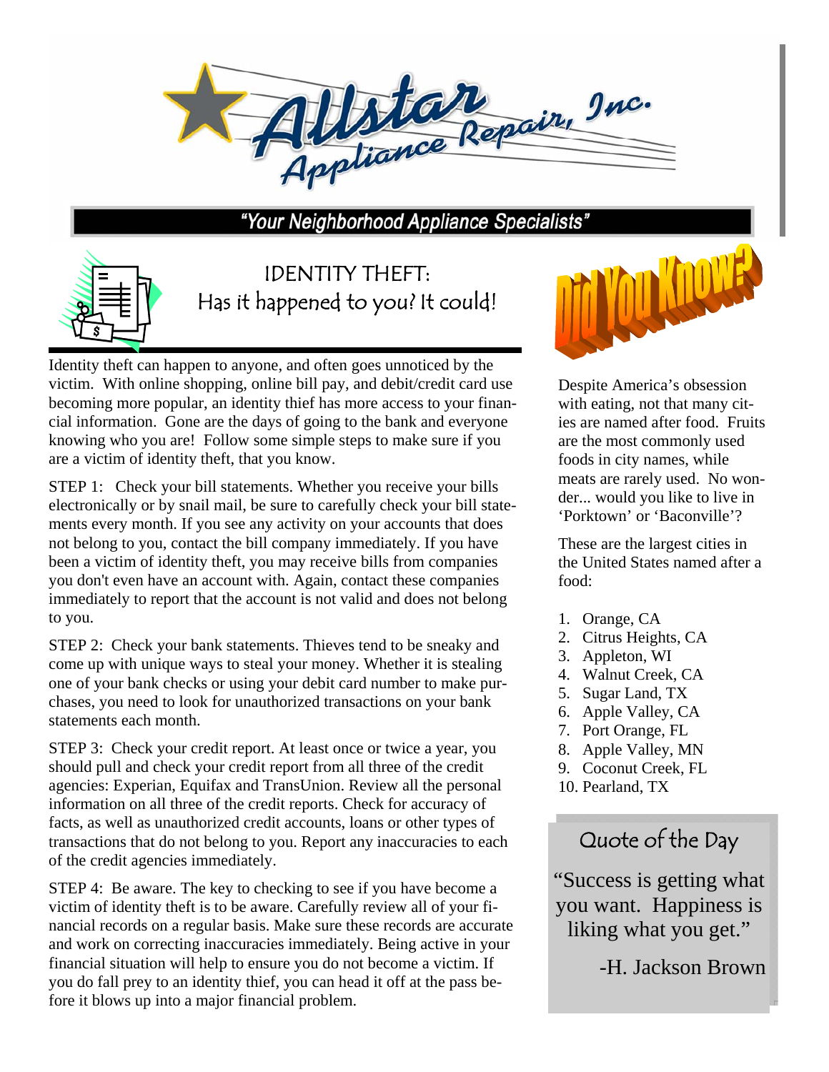# Allstar Appliance Repair, Inc.

**"Your Neighborhood Appliance Specialists"**

## IDENTITY THEFT: Has it happened to you? It could!

Identity theft can happen to anyone, and often goes unnoticed by the victim. With online shopping, online bill pay, and debit/credit card use becoming more popular, an identity thief has more access to your financial information. Gone are the days of going to the bank and everyone knowing who you are! Follow some simple steps to make sure if you are a victim of identity theft, that you know.

STEP 1: Check your bill statements. Whether you receive your bills electronically or by snail mail, be sure to carefully check your bill statements every month. If you see any activity on your accounts that does not belong to you, contact the bill company immediately. If you have been a victim of identity theft, you may receive bills from companies you don't even have an account with. Again, contact these companies immediately to report that the account is not valid and does not belong to you.

STEP 2: Check your bank statements. Thieves tend to be sneaky and come up with unique ways to steal your money. Whether it is stealing one of your bank checks or using your debit card number to make purchases, you need to look for unauthorized transactions on your bank statements each month.

STEP 3: Check your credit report. At least once or twice a year, you should pull and check your credit report from all three of the credit agencies: Experian, Equifax and TransUnion. Review all the personal information on all three of the credit reports. Check for accuracy of facts, as well as unauthorized credit accounts, loans or other types of transactions that do not belong to you. Report any inaccuracies to each of the credit agencies immediately.

STEP 4: Be aware. The key to checking to see if you have become a victim of identity theft is to be aware. Carefully review all of your financial records on a regular basis. Make sure these records are accurate and work on correcting inaccuracies immediately. Being active in your financial situation will help to ensure you do not become a victim. If you do fall prey to an identity thief, you can head it off at the pass before it blows up into a major financial problem.

## Did You Know?

Despite America's obsession with eating, not that many cities are named after food. Fruits are the most commonly used foods in city names, while meats are rarely used. No wonder... would you like to live in 'Porktown' or 'Baconville'?

These are the largest cities in the United States named after a food:

1. Orange, CA
2. Citrus Heights, CA
3. Appleton, WI
4. Walnut Creek, CA
5. Sugar Land, TX
6. Apple Valley, CA
7. Port Orange, FL
8. Apple Valley, MN
9. Coconut Creek, FL
10. Pearland, TX

## Quote of the Day

"Success is getting what you want. Happiness is liking what you get."

-H. Jackson Brown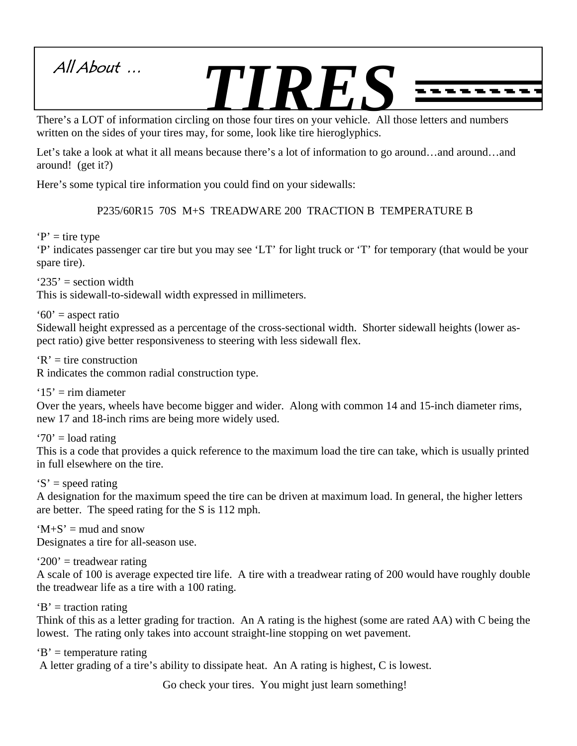*All About …*

# TIRES

There's a LOT of information circling on those four tires on your vehicle. All those letters and numbers written on the sides of your tires may, for some, look like tire hieroglyphics.

Let's take a look at what it all means because there's a lot of information to go around…and around…and around! (get it?)

Here's some typical tire information you could find on your sidewalls:

P235/60R15 70S M+S TREADWARE 200 TRACTION B TEMPERATURE B

'P' = tire type
'P' indicates passenger car tire but you may see 'LT' for light truck or 'T' for temporary (that would be your spare tire).

'235' = section width
This is sidewall-to-sidewall width expressed in millimeters.

'60' = aspect ratio
Sidewall height expressed as a percentage of the cross-sectional width. Shorter sidewall heights (lower aspect ratio) give better responsiveness to steering with less sidewall flex.

'R' = tire construction
R indicates the common radial construction type.

'15' = rim diameter
Over the years, wheels have become bigger and wider. Along with common 14 and 15-inch diameter rims, new 17 and 18-inch rims are being more widely used.

'70' = load rating
This is a code that provides a quick reference to the maximum load the tire can take, which is usually printed in full elsewhere on the tire.

'S' = speed rating
A designation for the maximum speed the tire can be driven at maximum load. In general, the higher letters are better. The speed rating for the S is 112 mph.

'M+S' = mud and snow
Designates a tire for all-season use.

'200' = treadwear rating
A scale of 100 is average expected tire life. A tire with a treadwear rating of 200 would have roughly double the treadwear life as a tire with a 100 rating.

'B' = traction rating
Think of this as a letter grading for traction. An A rating is the highest (some are rated AA) with C being the lowest. The rating only takes into account straight-line stopping on wet pavement.

'B' = temperature rating
A letter grading of a tire's ability to dissipate heat. An A rating is highest, C is lowest.

Go check your tires. You might just learn something!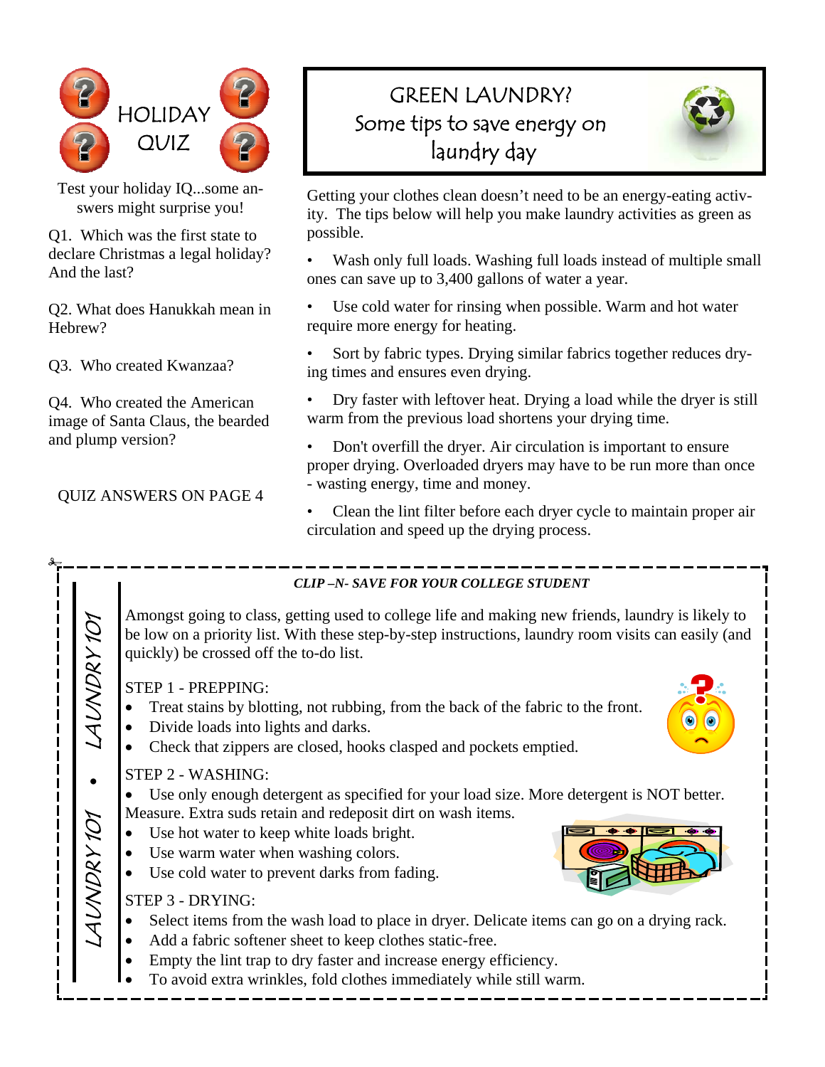# HOLIDAY QUIZ

Test your holiday IQ...some answers might surprise you!

Q1. Which was the first state to declare Christmas a legal holiday? And the last?

Q2. What does Hanukkah mean in Hebrew?

Q3. Who created Kwanzaa?

Q4. Who created the American image of Santa Claus, the bearded and plump version?

QUIZ ANSWERS ON PAGE 4

# GREEN LAUNDRY? Some tips to save energy on laundry day

Getting your clothes clean doesn't need to be an energy-eating activity. The tips below will help you make laundry activities as green as possible.

- Wash only full loads. Washing full loads instead of multiple small ones can save up to 3,400 gallons of water a year.
- Use cold water for rinsing when possible. Warm and hot water require more energy for heating.
- Sort by fabric types. Drying similar fabrics together reduces drying times and ensures even drying.
- Dry faster with leftover heat. Drying a load while the dryer is still warm from the previous load shortens your drying time.
- Don't overfill the dryer. Air circulation is important to ensure proper drying. Overloaded dryers may have to be run more than once - wasting energy, time and money.
- Clean the lint filter before each dryer cycle to maintain proper air circulation and speed up the drying process.

# LAUNDRY 101 • LAUNDRY 101

***CLIP –N- SAVE FOR YOUR COLLEGE STUDENT***

Amongst going to class, getting used to college life and making new friends, laundry is likely to be low on a priority list. With these step-by-step instructions, laundry room visits can easily (and quickly) be crossed off the to-do list.

STEP 1 - PREPPING:

- Treat stains by blotting, not rubbing, from the back of the fabric to the front.
- Divide loads into lights and darks.
- Check that zippers are closed, hooks clasped and pockets emptied.

STEP 2 - WASHING:

- Use only enough detergent as specified for your load size. More detergent is NOT better. Measure. Extra suds retain and redeposit dirt on wash items.
- Use hot water to keep white loads bright.
- Use warm water when washing colors.
- Use cold water to prevent darks from fading.

STEP 3 - DRYING:

- Select items from the wash load to place in dryer. Delicate items can go on a drying rack.
- Add a fabric softener sheet to keep clothes static-free.
- Empty the lint trap to dry faster and increase energy efficiency.
- To avoid extra wrinkles, fold clothes immediately while still warm.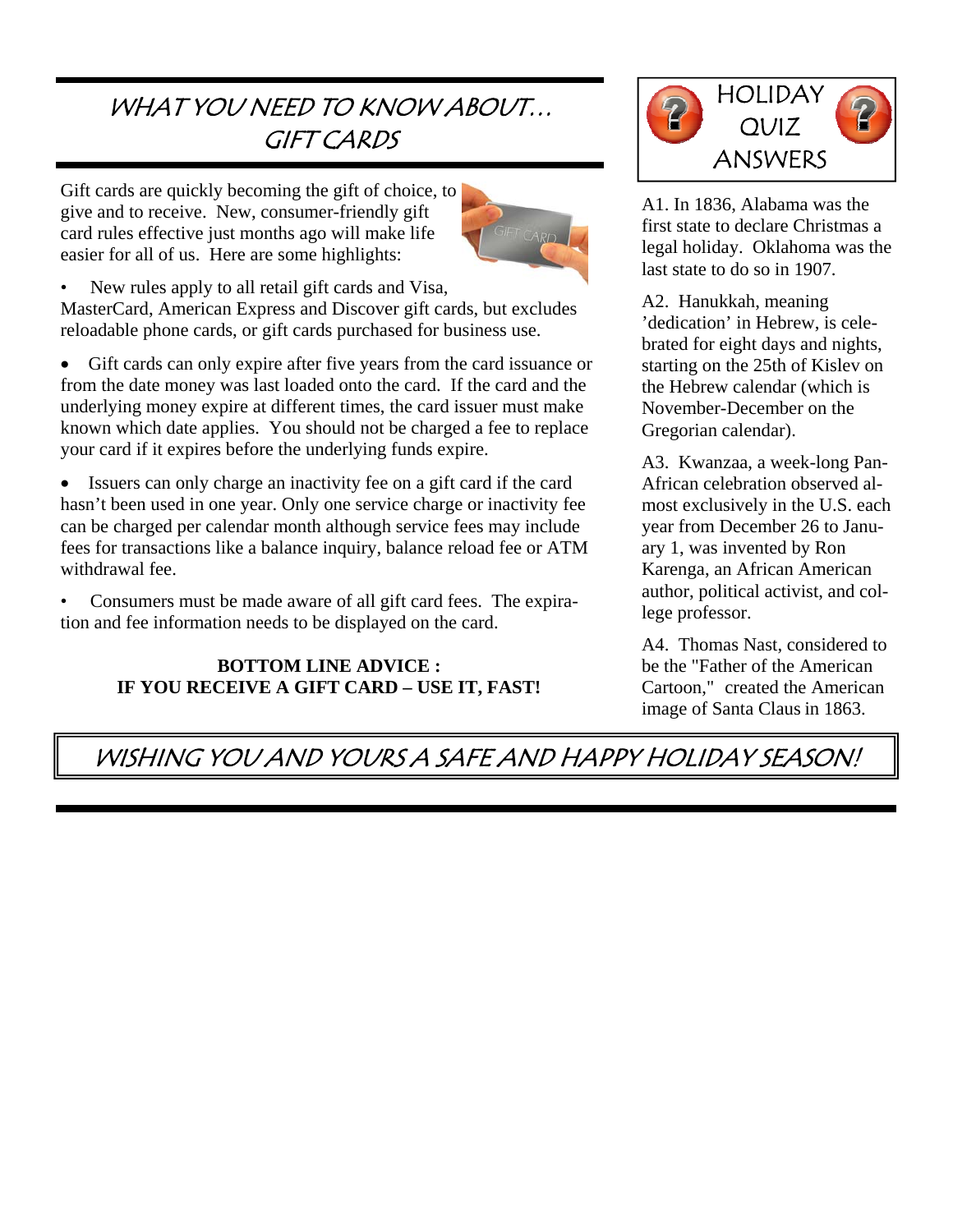## WHAT YOU NEED TO KNOW ABOUT… GIFT CARDS

Gift cards are quickly becoming the gift of choice, to give and to receive. New, consumer-friendly gift card rules effective just months ago will make life easier for all of us. Here are some highlights:

- New rules apply to all retail gift cards and Visa, MasterCard, American Express and Discover gift cards, but excludes reloadable phone cards, or gift cards purchased for business use.
- Gift cards can only expire after five years from the card issuance or from the date money was last loaded onto the card. If the card and the underlying money expire at different times, the card issuer must make known which date applies. You should not be charged a fee to replace your card if it expires before the underlying funds expire.
- Issuers can only charge an inactivity fee on a gift card if the card hasn't been used in one year. Only one service charge or inactivity fee can be charged per calendar month although service fees may include fees for transactions like a balance inquiry, balance reload fee or ATM withdrawal fee.
- Consumers must be made aware of all gift card fees. The expiration and fee information needs to be displayed on the card.

**BOTTOM LINE ADVICE :**
**IF YOU RECEIVE A GIFT CARD – USE IT, FAST!**

## HOLIDAY QUIZ ANSWERS

A1. In 1836, Alabama was the first state to declare Christmas a legal holiday. Oklahoma was the last state to do so in 1907.

A2. Hanukkah, meaning 'dedication' in Hebrew, is celebrated for eight days and nights, starting on the 25th of Kislev on the Hebrew calendar (which is November-December on the Gregorian calendar).

A3. Kwanzaa, a week-long Pan-African celebration observed almost exclusively in the U.S. each year from December 26 to January 1, was invented by Ron Karenga, an African American author, political activist, and college professor.

A4. Thomas Nast, considered to be the "Father of the American Cartoon," created the American image of Santa Claus in 1863.

## WISHING YOU AND YOURS A SAFE AND HAPPY HOLIDAY SEASON!